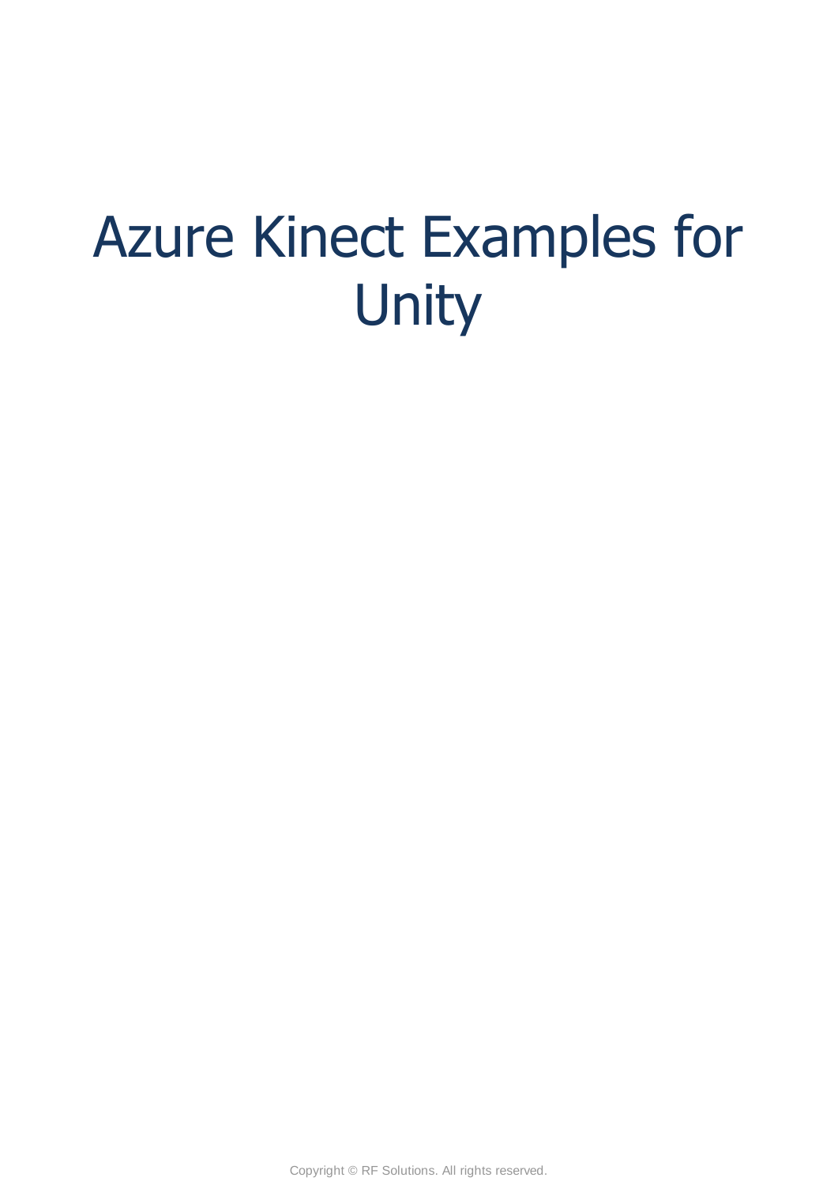# Azure Kinect Examples for Unity

Copyright © RF Solutions. All rights reserved.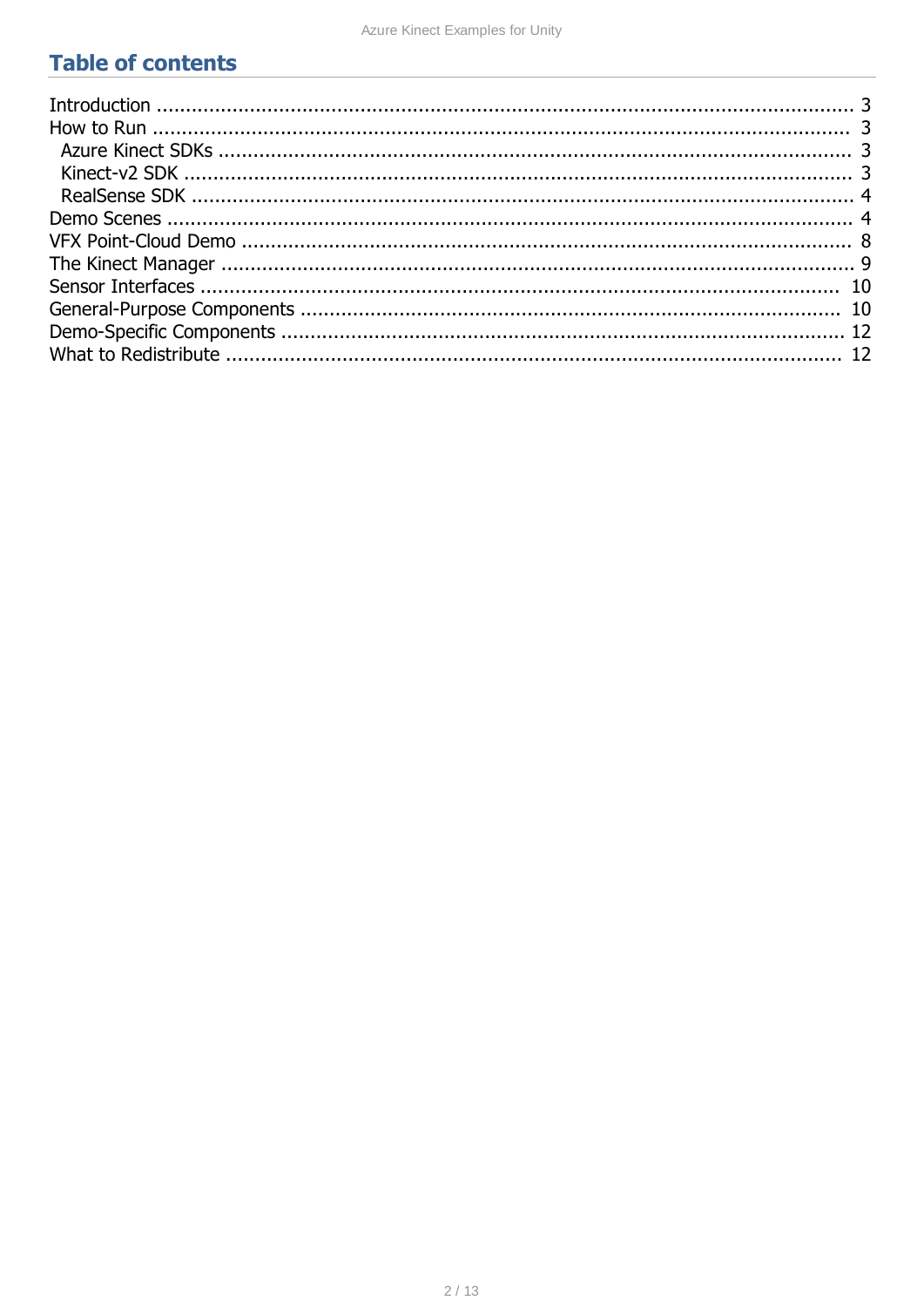## Table of contents

- Introduction ..... 3
- How to Run ..... 3
  - Azure Kinect SDKs ..... 3
  - Kinect-v2 SDK ..... 3
  - RealSense SDK ..... 4
- Demo Scenes ..... 4
- VFX Point-Cloud Demo ..... 8
- The Kinect Manager ..... 9
- Sensor Interfaces ..... 10
- General-Purpose Components ..... 10
- Demo-Specific Components ..... 12
- What to Redistribute ..... 12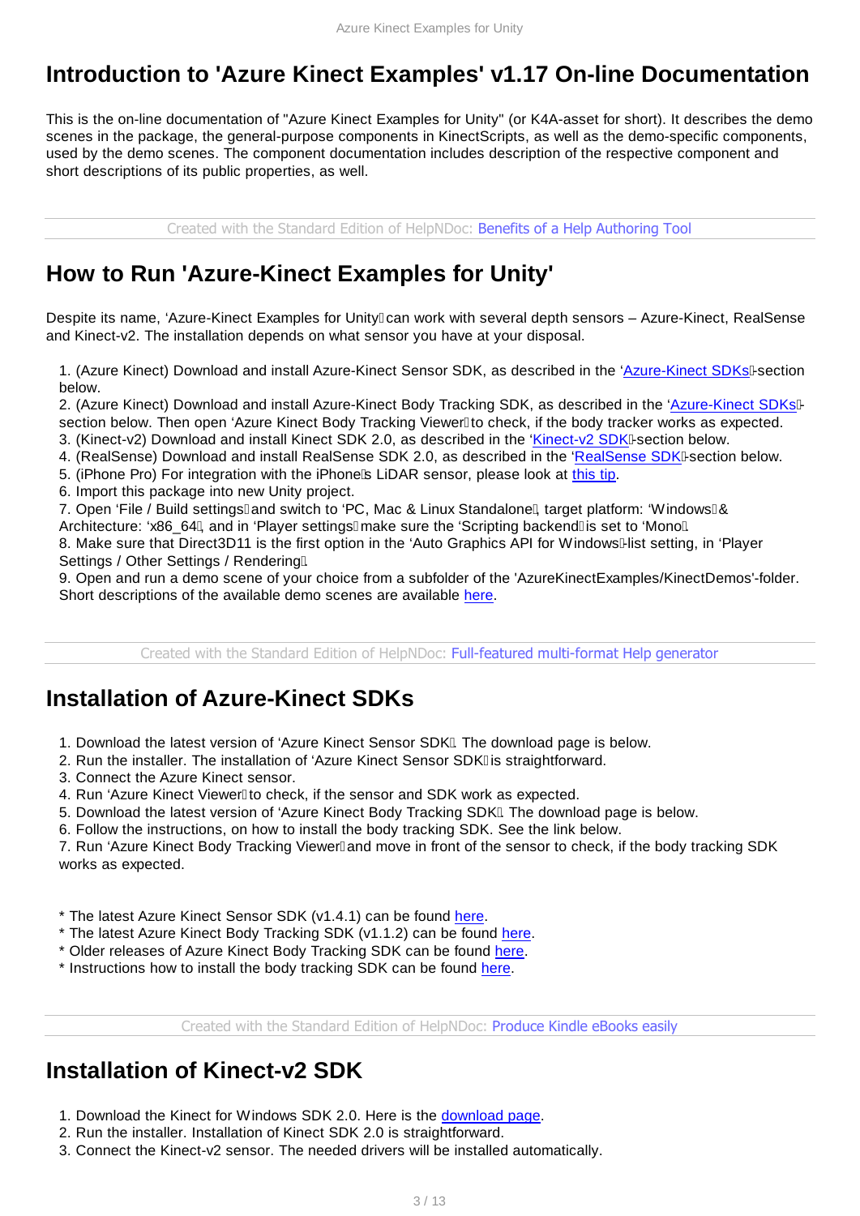# Introduction to 'Azure Kinect Examples' v1.17 On-line Documentation

This is the on-line documentation of "Azure Kinect Examples for Unity" (or K4A-asset for short). It describes the demo scenes in the package, the general-purpose components in KinectScripts, as well as the demo-specific components, used by the demo scenes. The component documentation includes description of the respective component and short descriptions of its public properties, as well.

Created with the Standard Edition of HelpNDoc: Benefits of a Help Authoring Tool

# How to Run 'Azure-Kinect Examples for Unity'

Despite its name, 'Azure-Kinect Examples for Unity' can work with several depth sensors – Azure-Kinect, RealSense and Kinect-v2. The installation depends on what sensor you have at your disposal.

1. (Azure Kinect) Download and install Azure-Kinect Sensor SDK, as described in the 'Azure-Kinect SDKs'-section below.
2. (Azure Kinect) Download and install Azure-Kinect Body Tracking SDK, as described in the 'Azure-Kinect SDKs'-section below. Then open 'Azure Kinect Body Tracking Viewer' to check, if the body tracker works as expected.
3. (Kinect-v2) Download and install Kinect SDK 2.0, as described in the 'Kinect-v2 SDK'-section below.
4. (RealSense) Download and install RealSense SDK 2.0, as described in the 'RealSense SDK'-section below.
5. (iPhone Pro) For integration with the iPhone's LiDAR sensor, please look at this tip.
6. Import this package into new Unity project.
7. Open 'File / Build settings' and switch to 'PC, Mac & Linux Standalone', target platform: 'Windows' & Architecture: 'x86_64'', and in 'Player settings' make sure the 'Scripting backend' is set to 'Mono'.
8. Make sure that Direct3D11 is the first option in the 'Auto Graphics API for Windows'-list setting, in 'Player Settings / Other Settings / Rendering'.
9. Open and run a demo scene of your choice from a subfolder of the 'AzureKinectExamples/KinectDemos'-folder. Short descriptions of the available demo scenes are available here.

Created with the Standard Edition of HelpNDoc: Full-featured multi-format Help generator

# Installation of Azure-Kinect SDKs

1. Download the latest version of 'Azure Kinect Sensor SDK'. The download page is below.
2. Run the installer. The installation of 'Azure Kinect Sensor SDK' is straightforward.
3. Connect the Azure Kinect sensor.
4. Run 'Azure Kinect Viewer' to check, if the sensor and SDK work as expected.
5. Download the latest version of 'Azure Kinect Body Tracking SDK'. The download page is below.
6. Follow the instructions, on how to install the body tracking SDK. See the link below.
7. Run 'Azure Kinect Body Tracking Viewer' and move in front of the sensor to check, if the body tracking SDK works as expected.

* The latest Azure Kinect Sensor SDK (v1.4.1) can be found here.
* The latest Azure Kinect Body Tracking SDK (v1.1.2) can be found here.
* Older releases of Azure Kinect Body Tracking SDK can be found here.
* Instructions how to install the body tracking SDK can be found here.

Created with the Standard Edition of HelpNDoc: Produce Kindle eBooks easily

# Installation of Kinect-v2 SDK

1. Download the Kinect for Windows SDK 2.0. Here is the download page.
2. Run the installer. Installation of Kinect SDK 2.0 is straightforward.
3. Connect the Kinect-v2 sensor. The needed drivers will be installed automatically.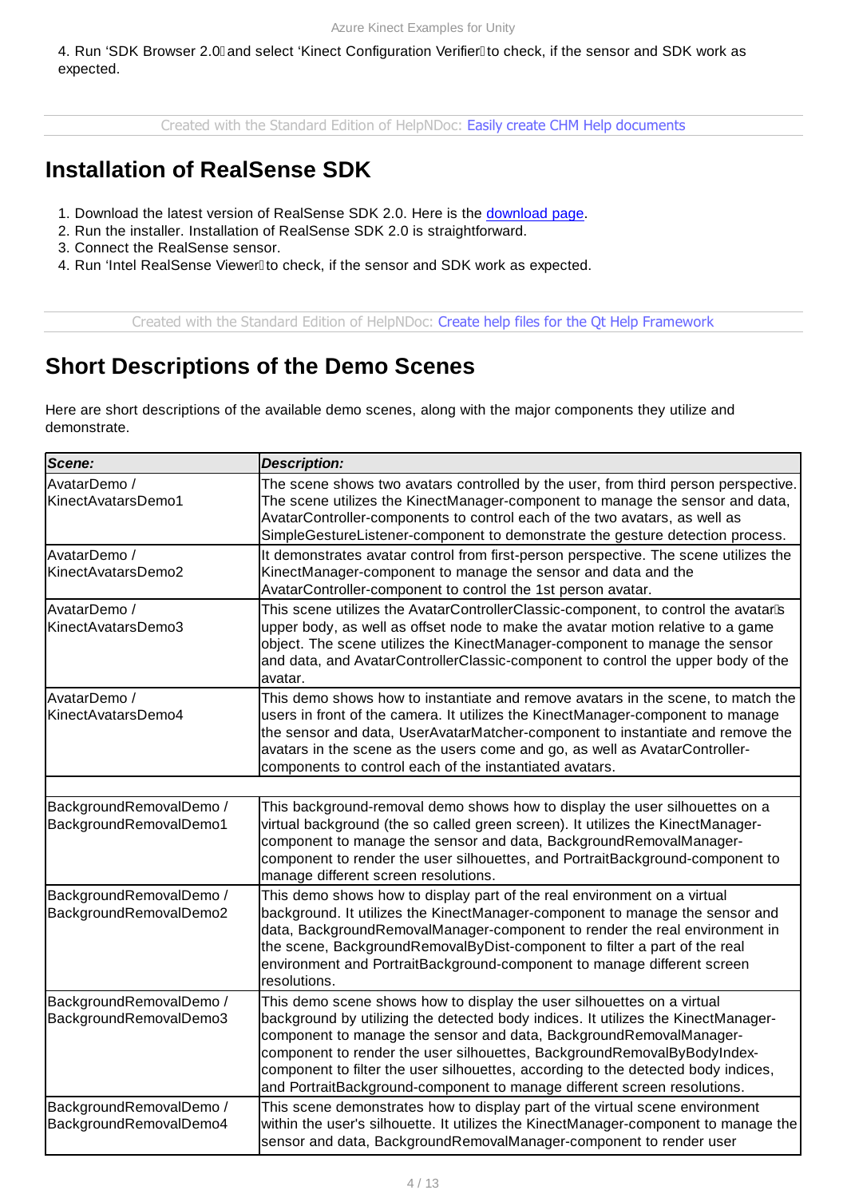4. Run 'SDK Browser 2.0' and select 'Kinect Configuration Verifier' to check, if the sensor and SDK work as expected.

Created with the Standard Edition of HelpNDoc: Easily create CHM Help documents

## Installation of RealSense SDK

1. Download the latest version of RealSense SDK 2.0. Here is the download page.
2. Run the installer. Installation of RealSense SDK 2.0 is straightforward.
3. Connect the RealSense sensor.
4. Run 'Intel RealSense Viewer' to check, if the sensor and SDK work as expected.

Created with the Standard Edition of HelpNDoc: Create help files for the Qt Help Framework

## Short Descriptions of the Demo Scenes

Here are short descriptions of the available demo scenes, along with the major components they utilize and demonstrate.

| ***Scene:*** | ***Description:*** |
|---|---|
| AvatarDemo / KinectAvatarsDemo1 | The scene shows two avatars controlled by the user, from third person perspective. The scene utilizes the KinectManager-component to manage the sensor and data, AvatarController-components to control each of the two avatars, as well as SimpleGestureListener-component to demonstrate the gesture detection process. |
| AvatarDemo / KinectAvatarsDemo2 | It demonstrates avatar control from first-person perspective. The scene utilizes the KinectManager-component to manage the sensor and data and the AvatarController-component to control the 1st person avatar. |
| AvatarDemo / KinectAvatarsDemo3 | This scene utilizes the AvatarControllerClassic-component, to control the avatar's upper body, as well as offset node to make the avatar motion relative to a game object. The scene utilizes the KinectManager-component to manage the sensor and data, and AvatarControllerClassic-component to control the upper body of the avatar. |
| AvatarDemo / KinectAvatarsDemo4 | This demo shows how to instantiate and remove avatars in the scene, to match the users in front of the camera. It utilizes the KinectManager-component to manage the sensor and data, UserAvatarMatcher-component to instantiate and remove the avatars in the scene as the users come and go, as well as AvatarController-components to control each of the instantiated avatars. |
| | |
| BackgroundRemovalDemo / BackgroundRemovalDemo1 | This background-removal demo shows how to display the user silhouettes on a virtual background (the so called green screen). It utilizes the KinectManager-component to manage the sensor and data, BackgroundRemovalManager-component to render the user silhouettes, and PortraitBackground-component to manage different screen resolutions. |
| BackgroundRemovalDemo / BackgroundRemovalDemo2 | This demo shows how to display part of the real environment on a virtual background. It utilizes the KinectManager-component to manage the sensor and data, BackgroundRemovalManager-component to render the real environment in the scene, BackgroundRemovalByDist-component to filter a part of the real environment and PortraitBackground-component to manage different screen resolutions. |
| BackgroundRemovalDemo / BackgroundRemovalDemo3 | This demo scene shows how to display the user silhouettes on a virtual background by utilizing the detected body indices. It utilizes the KinectManager-component to manage the sensor and data, BackgroundRemovalManager-component to render the user silhouettes, BackgroundRemovalByBodyIndex-component to filter the user silhouettes, according to the detected body indices, and PortraitBackground-component to manage different screen resolutions. |
| BackgroundRemovalDemo / BackgroundRemovalDemo4 | This scene demonstrates how to display part of the virtual scene environment within the user's silhouette. It utilizes the KinectManager-component to manage the sensor and data, BackgroundRemovalManager-component to render user |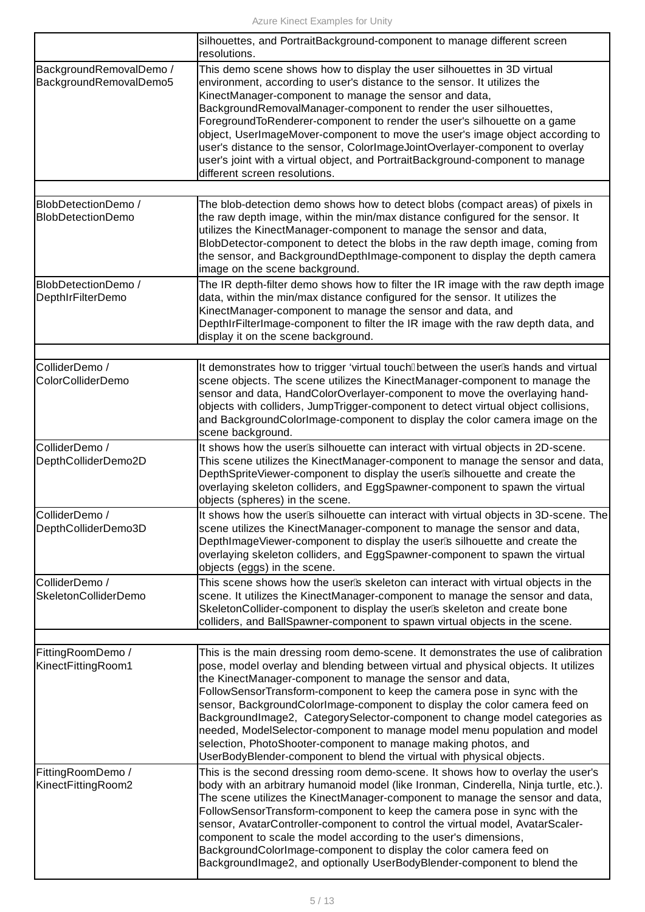| | |
|---|---|
| | silhouettes, and PortraitBackground-component to manage different screen resolutions. |
| BackgroundRemovalDemo / BackgroundRemovalDemo5 | This demo scene shows how to display the user silhouettes in 3D virtual environment, according to user's distance to the sensor. It utilizes the KinectManager-component to manage the sensor and data, BackgroundRemovalManager-component to render the user silhouettes, ForegroundToRenderer-component to render the user's silhouette on a game object, UserImageMover-component to move the user's image object according to user's distance to the sensor, ColorImageJointOverlayer-component to overlay user's joint with a virtual object, and PortraitBackground-component to manage different screen resolutions. |
| | |
| BlobDetectionDemo / BlobDetectionDemo | The blob-detection demo shows how to detect blobs (compact areas) of pixels in the raw depth image, within the min/max distance configured for the sensor. It utilizes the KinectManager-component to manage the sensor and data, BlobDetector-component to detect the blobs in the raw depth image, coming from the sensor, and BackgroundDepthImage-component to display the depth camera image on the scene background. |
| BlobDetectionDemo / DepthIrFilterDemo | The IR depth-filter demo shows how to filter the IR image with the raw depth image data, within the min/max distance configured for the sensor. It utilizes the KinectManager-component to manage the sensor and data, and DepthIrFilterImage-component to filter the IR image with the raw depth data, and display it on the scene background. |
| | |
| ColliderDemo / ColorColliderDemo | It demonstrates how to trigger 'virtual touch' between the user's hands and virtual scene objects. The scene utilizes the KinectManager-component to manage the sensor and data, HandColorOverlayer-component to move the overlaying hand-objects with colliders, JumpTrigger-component to detect virtual object collisions, and BackgroundColorImage-component to display the color camera image on the scene background. |
| ColliderDemo / DepthColliderDemo2D | It shows how the user's silhouette can interact with virtual objects in 2D-scene. This scene utilizes the KinectManager-component to manage the sensor and data, DepthSpriteViewer-component to display the user's silhouette and create the overlaying skeleton colliders, and EggSpawner-component to spawn the virtual objects (spheres) in the scene. |
| ColliderDemo / DepthColliderDemo3D | It shows how the user's silhouette can interact with virtual objects in 3D-scene. The scene utilizes the KinectManager-component to manage the sensor and data, DepthImageViewer-component to display the user's silhouette and create the overlaying skeleton colliders, and EggSpawner-component to spawn the virtual objects (eggs) in the scene. |
| ColliderDemo / SkeletonColliderDemo | This scene shows how the user's skeleton can interact with virtual objects in the scene. It utilizes the KinectManager-component to manage the sensor and data, SkeletonCollider-component to display the user's skeleton and create bone colliders, and BallSpawner-component to spawn virtual objects in the scene. |
| | |
| FittingRoomDemo / KinectFittingRoom1 | This is the main dressing room demo-scene. It demonstrates the use of calibration pose, model overlay and blending between virtual and physical objects. It utilizes the KinectManager-component to manage the sensor and data, FollowSensorTransform-component to keep the camera pose in sync with the sensor, BackgroundColorImage-component to display the color camera feed on BackgroundImage2, CategorySelector-component to change model categories as needed, ModelSelector-component to manage model menu population and model selection, PhotoShooter-component to manage making photos, and UserBodyBlender-component to blend the virtual with physical objects. |
| FittingRoomDemo / KinectFittingRoom2 | This is the second dressing room demo-scene. It shows how to overlay the user's body with an arbitrary humanoid model (like Ironman, Cinderella, Ninja turtle, etc.). The scene utilizes the KinectManager-component to manage the sensor and data, FollowSensorTransform-component to keep the camera pose in sync with the sensor, AvatarController-component to control the virtual model, AvatarScaler-component to scale the model according to the user's dimensions, BackgroundColorImage-component to display the color camera feed on BackgroundImage2, and optionally UserBodyBlender-component to blend the |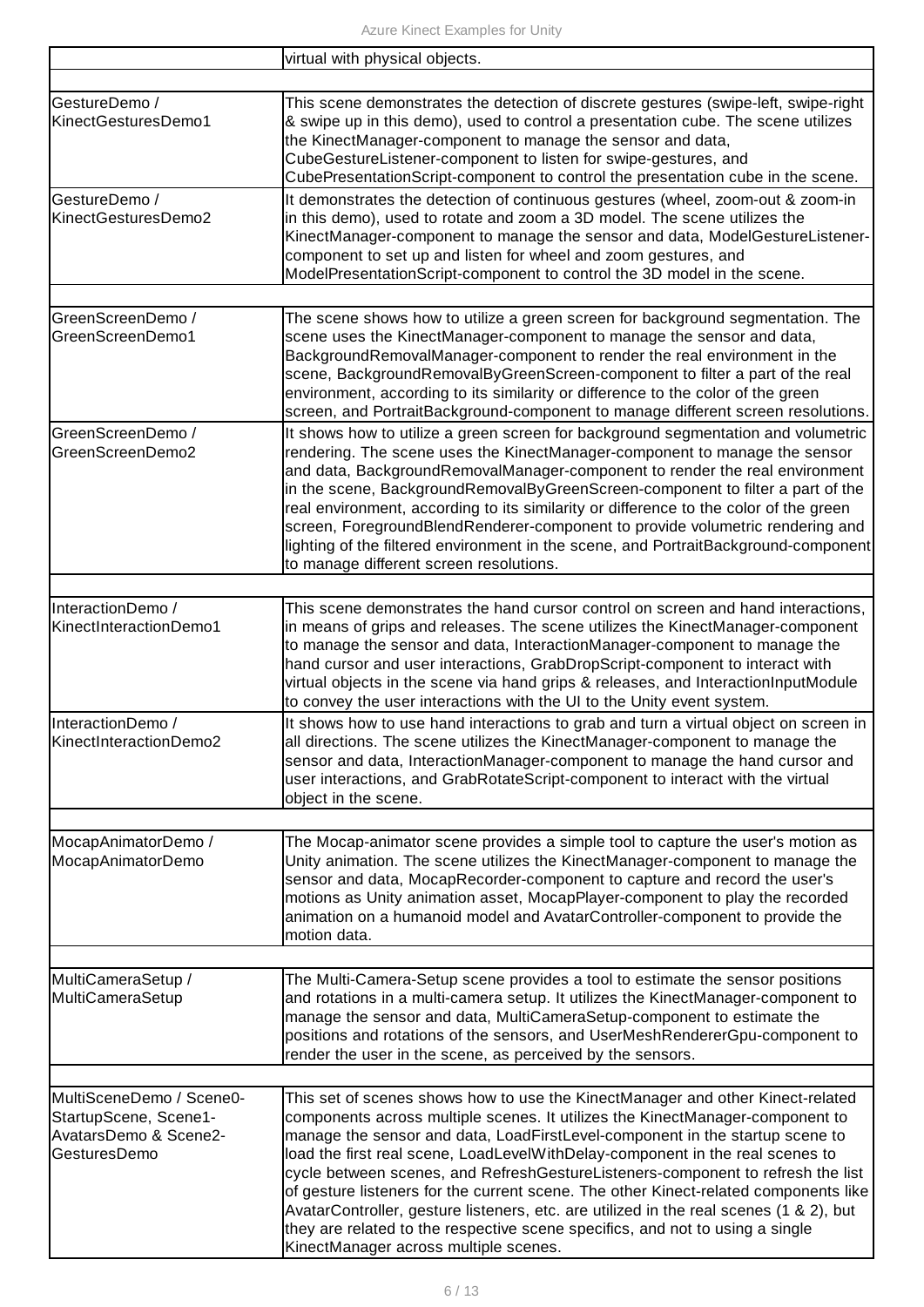| | |
|---|---|
| | virtual with physical objects. |
| | |
| GestureDemo / KinectGesturesDemo1 | This scene demonstrates the detection of discrete gestures (swipe-left, swipe-right & swipe up in this demo), used to control a presentation cube. The scene utilizes the KinectManager-component to manage the sensor and data, CubeGestureListener-component to listen for swipe-gestures, and CubePresentationScript-component to control the presentation cube in the scene. |
| GestureDemo / KinectGesturesDemo2 | It demonstrates the detection of continuous gestures (wheel, zoom-out & zoom-in in this demo), used to rotate and zoom a 3D model. The scene utilizes the KinectManager-component to manage the sensor and data, ModelGestureListener-component to set up and listen for wheel and zoom gestures, and ModelPresentationScript-component to control the 3D model in the scene. |
| | |
| GreenScreenDemo / GreenScreenDemo1 | The scene shows how to utilize a green screen for background segmentation. The scene uses the KinectManager-component to manage the sensor and data, BackgroundRemovalManager-component to render the real environment in the scene, BackgroundRemovalByGreenScreen-component to filter a part of the real environment, according to its similarity or difference to the color of the green screen, and PortraitBackground-component to manage different screen resolutions. |
| GreenScreenDemo / GreenScreenDemo2 | It shows how to utilize a green screen for background segmentation and volumetric rendering. The scene uses the KinectManager-component to manage the sensor and data, BackgroundRemovalManager-component to render the real environment in the scene, BackgroundRemovalByGreenScreen-component to filter a part of the real environment, according to its similarity or difference to the color of the green screen, ForegroundBlendRenderer-component to provide volumetric rendering and lighting of the filtered environment in the scene, and PortraitBackground-component to manage different screen resolutions. |
| | |
| InteractionDemo / KinectInteractionDemo1 | This scene demonstrates the hand cursor control on screen and hand interactions, in means of grips and releases. The scene utilizes the KinectManager-component to manage the sensor and data, InteractionManager-component to manage the hand cursor and user interactions, GrabDropScript-component to interact with virtual objects in the scene via hand grips & releases, and InteractionInputModule to convey the user interactions with the UI to the Unity event system. |
| InteractionDemo / KinectInteractionDemo2 | It shows how to use hand interactions to grab and turn a virtual object on screen in all directions. The scene utilizes the KinectManager-component to manage the sensor and data, InteractionManager-component to manage the hand cursor and user interactions, and GrabRotateScript-component to interact with the virtual object in the scene. |
| | |
| MocapAnimatorDemo / MocapAnimatorDemo | The Mocap-animator scene provides a simple tool to capture the user's motion as Unity animation. The scene utilizes the KinectManager-component to manage the sensor and data, MocapRecorder-component to capture and record the user's motions as Unity animation asset, MocapPlayer-component to play the recorded animation on a humanoid model and AvatarController-component to provide the motion data. |
| | |
| MultiCameraSetup / MultiCameraSetup | The Multi-Camera-Setup scene provides a tool to estimate the sensor positions and rotations in a multi-camera setup. It utilizes the KinectManager-component to manage the sensor and data, MultiCameraSetup-component to estimate the positions and rotations of the sensors, and UserMeshRendererGpu-component to render the user in the scene, as perceived by the sensors. |
| | |
| MultiSceneDemo / Scene0-StartupScene, Scene1-AvatarsDemo & Scene2-GesturesDemo | This set of scenes shows how to use the KinectManager and other Kinect-related components across multiple scenes. It utilizes the KinectManager-component to manage the sensor and data, LoadFirstLevel-component in the startup scene to load the first real scene, LoadLevelWithDelay-component in the real scenes to cycle between scenes, and RefreshGestureListeners-component to refresh the list of gesture listeners for the current scene. The other Kinect-related components like AvatarController, gesture listeners, etc. are utilized in the real scenes (1 & 2), but they are related to the respective scene specifics, and not to using a single KinectManager across multiple scenes. |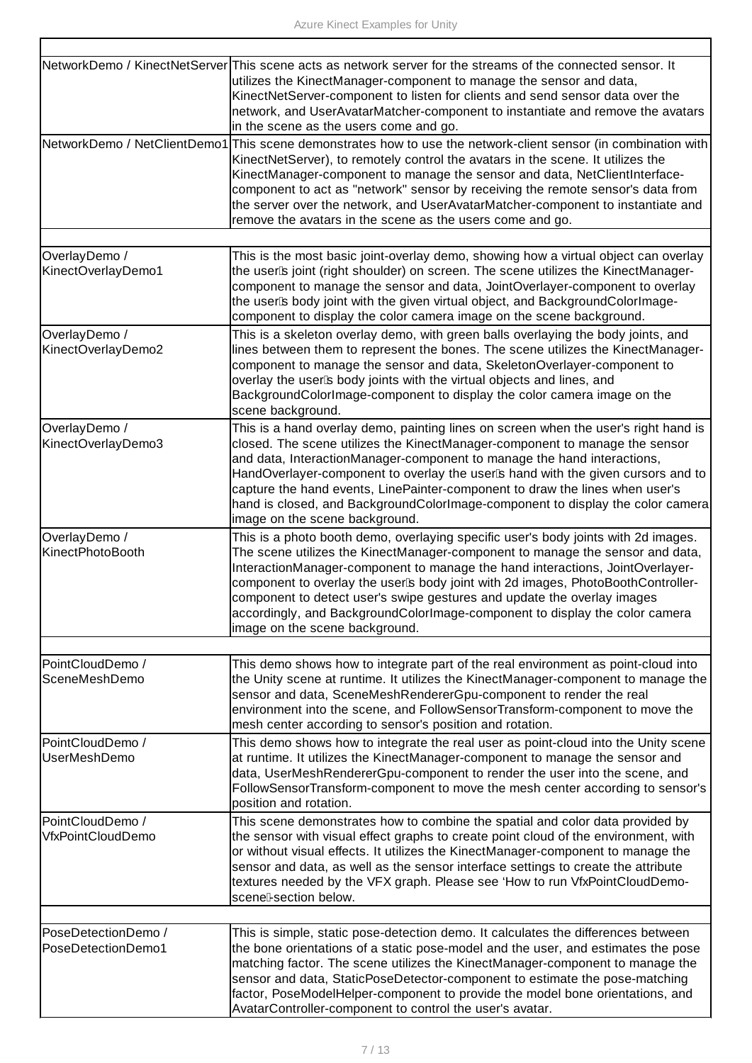| | |
|---|---|
| NetworkDemo / KinectNetServer | This scene acts as network server for the streams of the connected sensor. It utilizes the KinectManager-component to manage the sensor and data, KinectNetServer-component to listen for clients and send sensor data over the network, and UserAvatarMatcher-component to instantiate and remove the avatars in the scene as the users come and go. |
| NetworkDemo / NetClientDemo1 | This scene demonstrates how to use the network-client sensor (in combination with KinectNetServer), to remotely control the avatars in the scene. It utilizes the KinectManager-component to manage the sensor and data, NetClientInterface-component to act as "network" sensor by receiving the remote sensor's data from the server over the network, and UserAvatarMatcher-component to instantiate and remove the avatars in the scene as the users come and go. |
| | |
| OverlayDemo / KinectOverlayDemo1 | This is the most basic joint-overlay demo, showing how a virtual object can overlay the user's joint (right shoulder) on screen. The scene utilizes the KinectManager-component to manage the sensor and data, JointOverlayer-component to overlay the user's body joint with the given virtual object, and BackgroundColorImage-component to display the color camera image on the scene background. |
| OverlayDemo / KinectOverlayDemo2 | This is a skeleton overlay demo, with green balls overlaying the body joints, and lines between them to represent the bones. The scene utilizes the KinectManager-component to manage the sensor and data, SkeletonOverlayer-component to overlay the user's body joints with the virtual objects and lines, and BackgroundColorImage-component to display the color camera image on the scene background. |
| OverlayDemo / KinectOverlayDemo3 | This is a hand overlay demo, painting lines on screen when the user's right hand is closed. The scene utilizes the KinectManager-component to manage the sensor and data, InteractionManager-component to manage the hand interactions, HandOverlayer-component to overlay the user's hand with the given cursors and to capture the hand events, LinePainter-component to draw the lines when user's hand is closed, and BackgroundColorImage-component to display the color camera image on the scene background. |
| OverlayDemo / KinectPhotoBooth | This is a photo booth demo, overlaying specific user's body joints with 2d images. The scene utilizes the KinectManager-component to manage the sensor and data, InteractionManager-component to manage the hand interactions, JointOverlayer-component to overlay the user's body joint with 2d images, PhotoBoothController-component to detect user's swipe gestures and update the overlay images accordingly, and BackgroundColorImage-component to display the color camera image on the scene background. |
| | |
| PointCloudDemo / SceneMeshDemo | This demo shows how to integrate part of the real environment as point-cloud into the Unity scene at runtime. It utilizes the KinectManager-component to manage the sensor and data, SceneMeshRendererGpu-component to render the real environment into the scene, and FollowSensorTransform-component to move the mesh center according to sensor's position and rotation. |
| PointCloudDemo / UserMeshDemo | This demo shows how to integrate the real user as point-cloud into the Unity scene at runtime. It utilizes the KinectManager-component to manage the sensor and data, UserMeshRendererGpu-component to render the user into the scene, and FollowSensorTransform-component to move the mesh center according to sensor's position and rotation. |
| PointCloudDemo / VfxPointCloudDemo | This scene demonstrates how to combine the spatial and color data provided by the sensor with visual effect graphs to create point cloud of the environment, with or without visual effects. It utilizes the KinectManager-component to manage the sensor and data, as well as the sensor interface settings to create the attribute textures needed by the VFX graph. Please see 'How to run VfxPointCloudDemo-scene'-section below. |
| | |
| PoseDetectionDemo / PoseDetectionDemo1 | This is simple, static pose-detection demo. It calculates the differences between the bone orientations of a static pose-model and the user, and estimates the pose matching factor. The scene utilizes the KinectManager-component to manage the sensor and data, StaticPoseDetector-component to estimate the pose-matching factor, PoseModelHelper-component to provide the model bone orientations, and AvatarController-component to control the user's avatar. |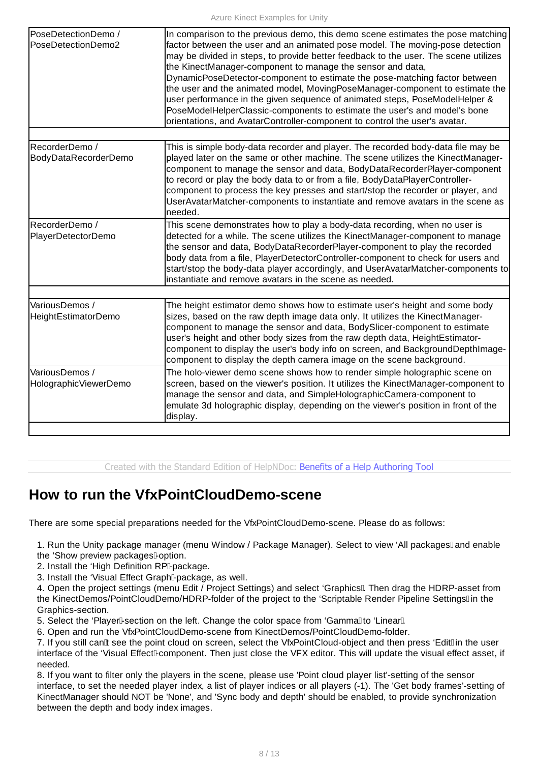| | |
|---|---|
| PoseDetectionDemo / PoseDetectionDemo2 | In comparison to the previous demo, this demo scene estimates the pose matching factor between the user and an animated pose model. The moving-pose detection may be divided in steps, to provide better feedback to the user. The scene utilizes the KinectManager-component to manage the sensor and data, DynamicPoseDetector-component to estimate the pose-matching factor between the user and the animated model, MovingPoseManager-component to estimate the user performance in the given sequence of animated steps, PoseModelHelper & PoseModelHelperClassic-components to estimate the user's and model's bone orientations, and AvatarController-component to control the user's avatar. |
| | |
| RecorderDemo / BodyDataRecorderDemo | This is simple body-data recorder and player. The recorded body-data file may be played later on the same or other machine. The scene utilizes the KinectManager-component to manage the sensor and data, BodyDataRecorderPlayer-component to record or play the body data to or from a file, BodyDataPlayerController-component to process the key presses and start/stop the recorder or player, and UserAvatarMatcher-components to instantiate and remove avatars in the scene as needed. |
| RecorderDemo / PlayerDetectorDemo | This scene demonstrates how to play a body-data recording, when no user is detected for a while. The scene utilizes the KinectManager-component to manage the sensor and data, BodyDataRecorderPlayer-component to play the recorded body data from a file, PlayerDetectorController-component to check for users and start/stop the body-data player accordingly, and UserAvatarMatcher-components to instantiate and remove avatars in the scene as needed. |
| | |
| VariousDemos / HeightEstimatorDemo | The height estimator demo shows how to estimate user's height and some body sizes, based on the raw depth image data only. It utilizes the KinectManager-component to manage the sensor and data, BodySlicer-component to estimate user's height and other body sizes from the raw depth data, HeightEstimator-component to display the user's body info on screen, and BackgroundDepthImage-component to display the depth camera image on the scene background. |
| VariousDemos / HolographicViewerDemo | The holo-viewer demo scene shows how to render simple holographic scene on screen, based on the viewer's position. It utilizes the KinectManager-component to manage the sensor and data, and SimpleHolographicCamera-component to emulate 3d holographic display, depending on the viewer's position in front of the display. |
| | |

Created with the Standard Edition of HelpNDoc: Benefits of a Help Authoring Tool

# How to run the VfxPointCloudDemo-scene

There are some special preparations needed for the VfxPointCloudDemo-scene. Please do as follows:

1. Run the Unity package manager (menu Window / Package Manager). Select to view 'All packages' and enable the 'Show preview packages'-option.
2. Install the 'High Definition RP'-package.
3. Install the 'Visual Effect Graph'-package, as well.
4. Open the project settings (menu Edit / Project Settings) and select 'Graphics'. Then drag the HDRP-asset from the KinectDemos/PointCloudDemo/HDRP-folder of the project to the 'Scriptable Render Pipeline Settings' in the Graphics-section.
5. Select the 'Player'-section on the left. Change the color space from 'Gamma' to 'Linear'.
6. Open and run the VfxPointCloudDemo-scene from KinectDemos/PointCloudDemo-folder.
7. If you still can't see the point cloud on screen, select the VfxPointCloud-object and then press 'Edit' in the user interface of the 'Visual Effect'-component. Then just close the VFX editor. This will update the visual effect asset, if needed.
8. If you want to filter only the players in the scene, please use 'Point cloud player list'-setting of the sensor interface, to set the needed player index, a list of player indices or all players (-1). The 'Get body frames'-setting of KinectManager should NOT be 'None', and 'Sync body and depth' should be enabled, to provide synchronization between the depth and body index images.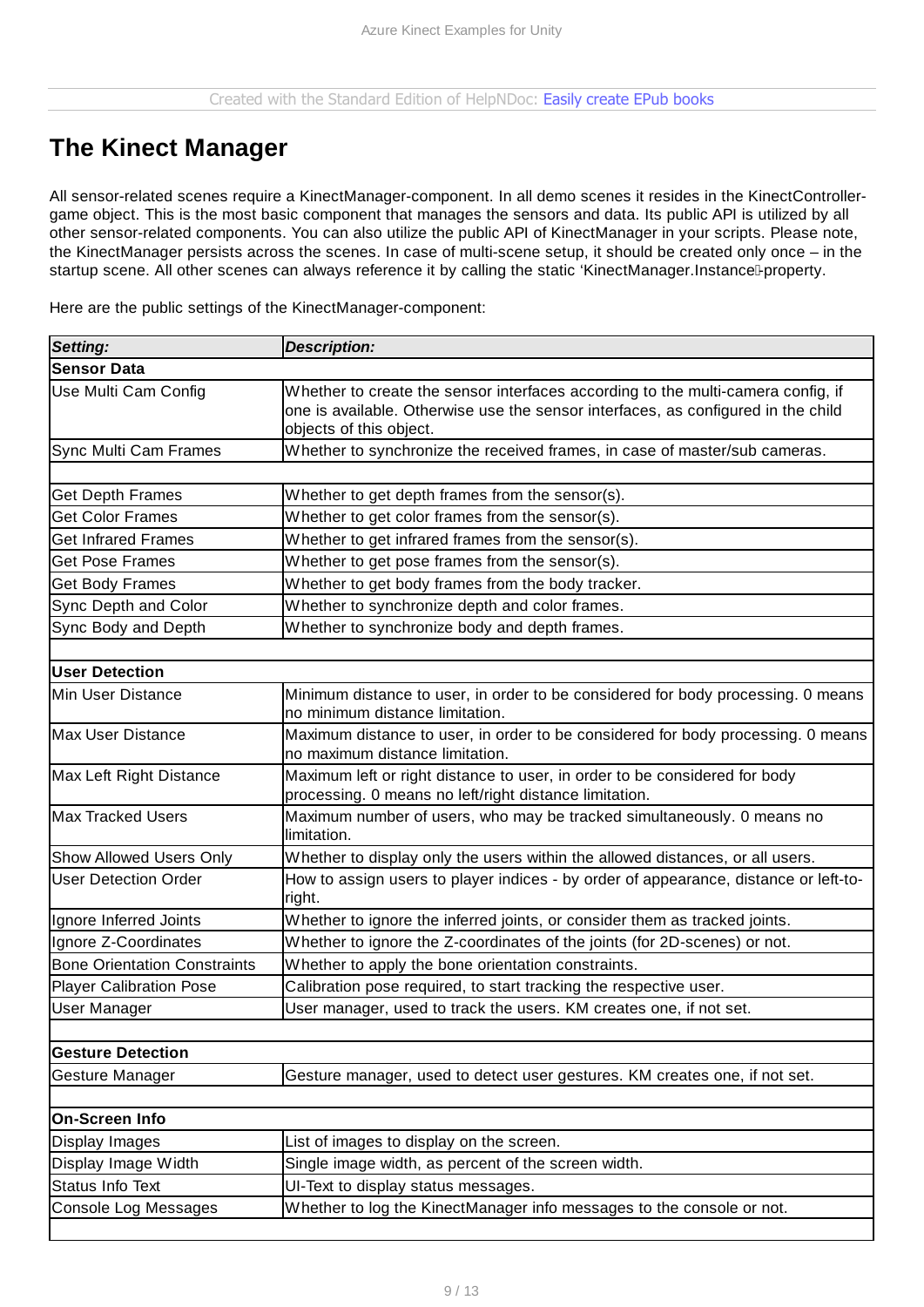# The Kinect Manager

All sensor-related scenes require a KinectManager-component. In all demo scenes it resides in the KinectController-game object. This is the most basic component that manages the sensors and data. Its public API is utilized by all other sensor-related components. You can also utilize the public API of KinectManager in your scripts. Please note, the KinectManager persists across the scenes. In case of multi-scene setup, it should be created only once – in the startup scene. All other scenes can always reference it by calling the static 'KinectManager.Instance'-property.

Here are the public settings of the KinectManager-component:

| ***Setting:*** | ***Description:*** |
|---|---|
| **Sensor Data** | |
| Use Multi Cam Config | Whether to create the sensor interfaces according to the multi-camera config, if one is available. Otherwise use the sensor interfaces, as configured in the child objects of this object. |
| Sync Multi Cam Frames | Whether to synchronize the received frames, in case of master/sub cameras. |
| | |
| Get Depth Frames | Whether to get depth frames from the sensor(s). |
| Get Color Frames | Whether to get color frames from the sensor(s). |
| Get Infrared Frames | Whether to get infrared frames from the sensor(s). |
| Get Pose Frames | Whether to get pose frames from the sensor(s). |
| Get Body Frames | Whether to get body frames from the body tracker. |
| Sync Depth and Color | Whether to synchronize depth and color frames. |
| Sync Body and Depth | Whether to synchronize body and depth frames. |
| | |
| **User Detection** | |
| Min User Distance | Minimum distance to user, in order to be considered for body processing. 0 means no minimum distance limitation. |
| Max User Distance | Maximum distance to user, in order to be considered for body processing. 0 means no maximum distance limitation. |
| Max Left Right Distance | Maximum left or right distance to user, in order to be considered for body processing. 0 means no left/right distance limitation. |
| Max Tracked Users | Maximum number of users, who may be tracked simultaneously. 0 means no limitation. |
| Show Allowed Users Only | Whether to display only the users within the allowed distances, or all users. |
| User Detection Order | How to assign users to player indices - by order of appearance, distance or left-to-right. |
| Ignore Inferred Joints | Whether to ignore the inferred joints, or consider them as tracked joints. |
| Ignore Z-Coordinates | Whether to ignore the Z-coordinates of the joints (for 2D-scenes) or not. |
| Bone Orientation Constraints | Whether to apply the bone orientation constraints. |
| Player Calibration Pose | Calibration pose required, to start tracking the respective user. |
| User Manager | User manager, used to track the users. KM creates one, if not set. |
| | |
| **Gesture Detection** | |
| Gesture Manager | Gesture manager, used to detect user gestures. KM creates one, if not set. |
| | |
| **On-Screen Info** | |
| Display Images | List of images to display on the screen. |
| Display Image Width | Single image width, as percent of the screen width. |
| Status Info Text | UI-Text to display status messages. |
| Console Log Messages | Whether to log the KinectManager info messages to the console or not. |
| | |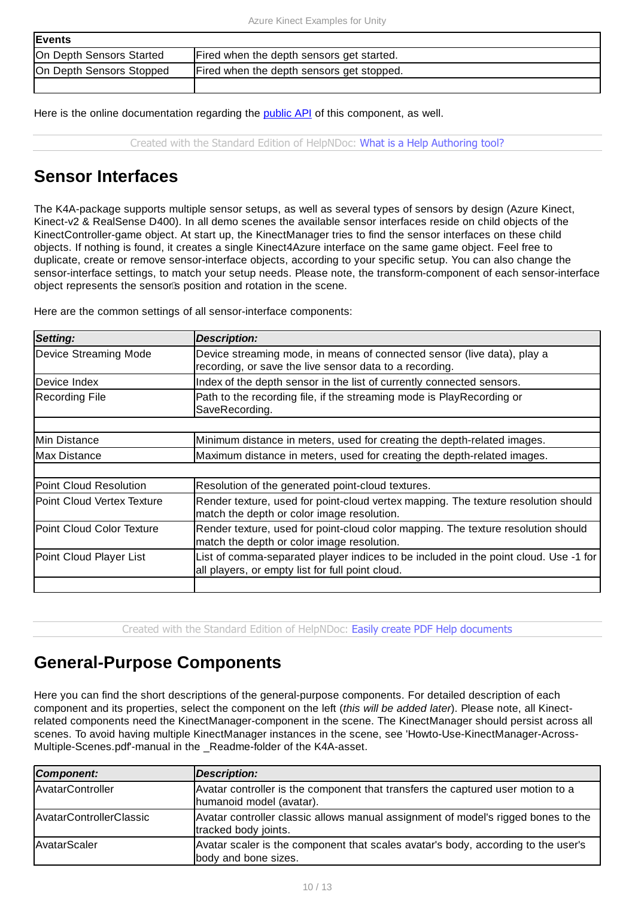| Events | |
|---|---|
| On Depth Sensors Started | Fired when the depth sensors get started. |
| On Depth Sensors Stopped | Fired when the depth sensors get stopped. |
| | |

Here is the online documentation regarding the public API of this component, as well.

Created with the Standard Edition of HelpNDoc: What is a Help Authoring tool?

## Sensor Interfaces

The K4A-package supports multiple sensor setups, as well as several types of sensors by design (Azure Kinect, Kinect-v2 & RealSense D400). In all demo scenes the available sensor interfaces reside on child objects of the KinectController-game object. At start up, the KinectManager tries to find the sensor interfaces on these child objects. If nothing is found, it creates a single Kinect4Azure interface on the same game object. Feel free to duplicate, create or remove sensor-interface objects, according to your specific setup. You can also change the sensor-interface settings, to match your setup needs. Please note, the transform-component of each sensor-interface object represents the sensor's position and rotation in the scene.

Here are the common settings of all sensor-interface components:

| *Setting:* | *Description:* |
|---|---|
| Device Streaming Mode | Device streaming mode, in means of connected sensor (live data), play a recording, or save the live sensor data to a recording. |
| Device Index | Index of the depth sensor in the list of currently connected sensors. |
| Recording File | Path to the recording file, if the streaming mode is PlayRecording or SaveRecording. |
| | |
| Min Distance | Minimum distance in meters, used for creating the depth-related images. |
| Max Distance | Maximum distance in meters, used for creating the depth-related images. |
| | |
| Point Cloud Resolution | Resolution of the generated point-cloud textures. |
| Point Cloud Vertex Texture | Render texture, used for point-cloud vertex mapping. The texture resolution should match the depth or color image resolution. |
| Point Cloud Color Texture | Render texture, used for point-cloud color mapping. The texture resolution should match the depth or color image resolution. |
| Point Cloud Player List | List of comma-separated player indices to be included in the point cloud. Use -1 for all players, or empty list for full point cloud. |
| | |

Created with the Standard Edition of HelpNDoc: Easily create PDF Help documents

## General-Purpose Components

Here you can find the short descriptions of the general-purpose components. For detailed description of each component and its properties, select the component on the left (*this will be added later*). Please note, all Kinect-related components need the KinectManager-component in the scene. The KinectManager should persist across all scenes. To avoid having multiple KinectManager instances in the scene, see 'Howto-Use-KinectManager-Across-Multiple-Scenes.pdf'-manual in the _Readme-folder of the K4A-asset.

| *Component:* | *Description:* |
|---|---|
| AvatarController | Avatar controller is the component that transfers the captured user motion to a humanoid model (avatar). |
| AvatarControllerClassic | Avatar controller classic allows manual assignment of model's rigged bones to the tracked body joints. |
| AvatarScaler | Avatar scaler is the component that scales avatar's body, according to the user's body and bone sizes. |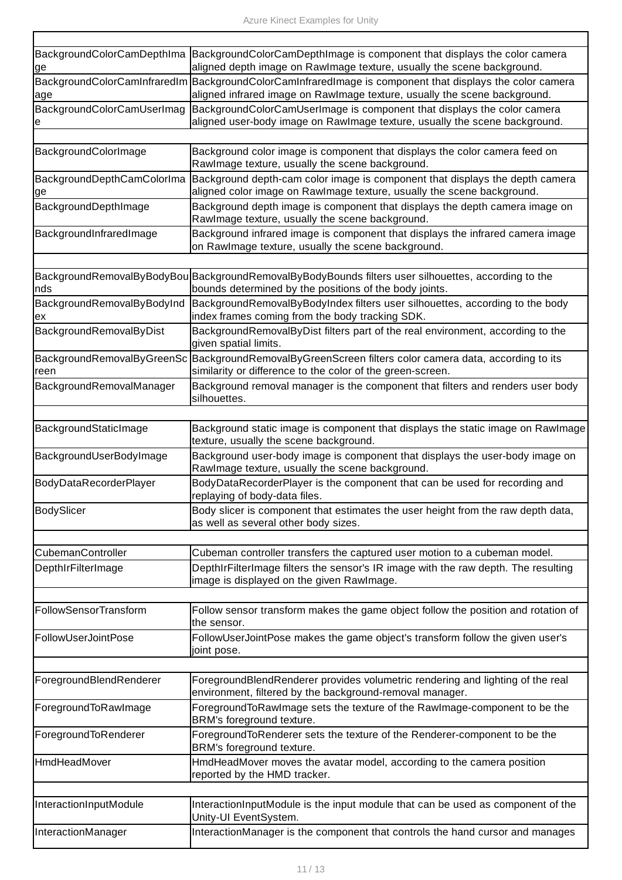| | |
|---|---|
| BackgroundColorCamDepthImage | BackgroundColorCamDepthImage is component that displays the color camera aligned depth image on RawImage texture, usually the scene background. |
| BackgroundColorCamInfraredImage | BackgroundColorCamInfraredImage is component that displays the color camera aligned infrared image on RawImage texture, usually the scene background. |
| BackgroundColorCamUserImage | BackgroundColorCamUserImage is component that displays the color camera aligned user-body image on RawImage texture, usually the scene background. |
| | |
| BackgroundColorImage | Background color image is component that displays the color camera feed on RawImage texture, usually the scene background. |
| BackgroundDepthCamColorImage | Background depth-cam color image is component that displays the depth camera aligned color image on RawImage texture, usually the scene background. |
| BackgroundDepthImage | Background depth image is component that displays the depth camera image on RawImage texture, usually the scene background. |
| BackgroundInfraredImage | Background infrared image is component that displays the infrared camera image on RawImage texture, usually the scene background. |
| | |
| BackgroundRemovalByBodyBounds | BackgroundRemovalByBodyBounds filters user silhouettes, according to the bounds determined by the positions of the body joints. |
| BackgroundRemovalByBodyIndex | BackgroundRemovalByBodyIndex filters user silhouettes, according to the body index frames coming from the body tracking SDK. |
| BackgroundRemovalByDist | BackgroundRemovalByDist filters part of the real environment, according to the given spatial limits. |
| BackgroundRemovalByGreenScreen | BackgroundRemovalByGreenScreen filters color camera data, according to its similarity or difference to the color of the green-screen. |
| BackgroundRemovalManager | Background removal manager is the component that filters and renders user body silhouettes. |
| | |
| BackgroundStaticImage | Background static image is component that displays the static image on RawImage texture, usually the scene background. |
| BackgroundUserBodyImage | Background user-body image is component that displays the user-body image on RawImage texture, usually the scene background. |
| BodyDataRecorderPlayer | BodyDataRecorderPlayer is the component that can be used for recording and replaying of body-data files. |
| BodySlicer | Body slicer is component that estimates the user height from the raw depth data, as well as several other body sizes. |
| | |
| CubemanController | Cubeman controller transfers the captured user motion to a cubeman model. |
| DepthIrFilterImage | DepthIrFilterImage filters the sensor's IR image with the raw depth. The resulting image is displayed on the given RawImage. |
| | |
| FollowSensorTransform | Follow sensor transform makes the game object follow the position and rotation of the sensor. |
| FollowUserJointPose | FollowUserJointPose makes the game object's transform follow the given user's joint pose. |
| | |
| ForegroundBlendRenderer | ForegroundBlendRenderer provides volumetric rendering and lighting of the real environment, filtered by the background-removal manager. |
| ForegroundToRawImage | ForegroundToRawImage sets the texture of the RawImage-component to be the BRM's foreground texture. |
| ForegroundToRenderer | ForegroundToRenderer sets the texture of the Renderer-component to be the BRM's foreground texture. |
| HmdHeadMover | HmdHeadMover moves the avatar model, according to the camera position reported by the HMD tracker. |
| | |
| InteractionInputModule | InteractionInputModule is the input module that can be used as component of the Unity-UI EventSystem. |
| InteractionManager | InteractionManager is the component that controls the hand cursor and manages |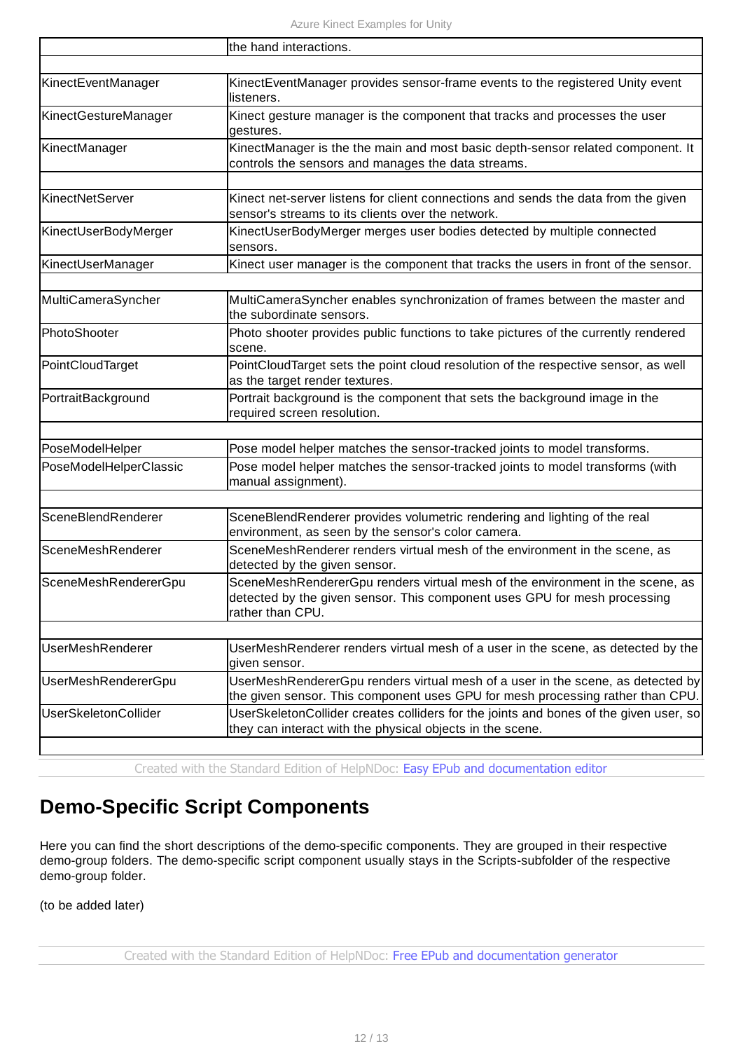| | |
|---|---|
| | the hand interactions. |
| | |
| KinectEventManager | KinectEventManager provides sensor-frame events to the registered Unity event listeners. |
| KinectGestureManager | Kinect gesture manager is the component that tracks and processes the user gestures. |
| KinectManager | KinectManager is the the main and most basic depth-sensor related component. It controls the sensors and manages the data streams. |
| | |
| KinectNetServer | Kinect net-server listens for client connections and sends the data from the given sensor's streams to its clients over the network. |
| KinectUserBodyMerger | KinectUserBodyMerger merges user bodies detected by multiple connected sensors. |
| KinectUserManager | Kinect user manager is the component that tracks the users in front of the sensor. |
| | |
| MultiCameraSyncher | MultiCameraSyncher enables synchronization of frames between the master and the subordinate sensors. |
| PhotoShooter | Photo shooter provides public functions to take pictures of the currently rendered scene. |
| PointCloudTarget | PointCloudTarget sets the point cloud resolution of the respective sensor, as well as the target render textures. |
| PortraitBackground | Portrait background is the component that sets the background image in the required screen resolution. |
| | |
| PoseModelHelper | Pose model helper matches the sensor-tracked joints to model transforms. |
| PoseModelHelperClassic | Pose model helper matches the sensor-tracked joints to model transforms (with manual assignment). |
| | |
| SceneBlendRenderer | SceneBlendRenderer provides volumetric rendering and lighting of the real environment, as seen by the sensor's color camera. |
| SceneMeshRenderer | SceneMeshRenderer renders virtual mesh of the environment in the scene, as detected by the given sensor. |
| SceneMeshRendererGpu | SceneMeshRendererGpu renders virtual mesh of the environment in the scene, as detected by the given sensor. This component uses GPU for mesh processing rather than CPU. |
| | |
| UserMeshRenderer | UserMeshRenderer renders virtual mesh of a user in the scene, as detected by the given sensor. |
| UserMeshRendererGpu | UserMeshRendererGpu renders virtual mesh of a user in the scene, as detected by the given sensor. This component uses GPU for mesh processing rather than CPU. |
| UserSkeletonCollider | UserSkeletonCollider creates colliders for the joints and bones of the given user, so they can interact with the physical objects in the scene. |
| | |

Created with the Standard Edition of HelpNDoc: Easy EPub and documentation editor

# Demo-Specific Script Components

Here you can find the short descriptions of the demo-specific components. They are grouped in their respective demo-group folders. The demo-specific script component usually stays in the Scripts-subfolder of the respective demo-group folder.

(to be added later)

Created with the Standard Edition of HelpNDoc: Free EPub and documentation generator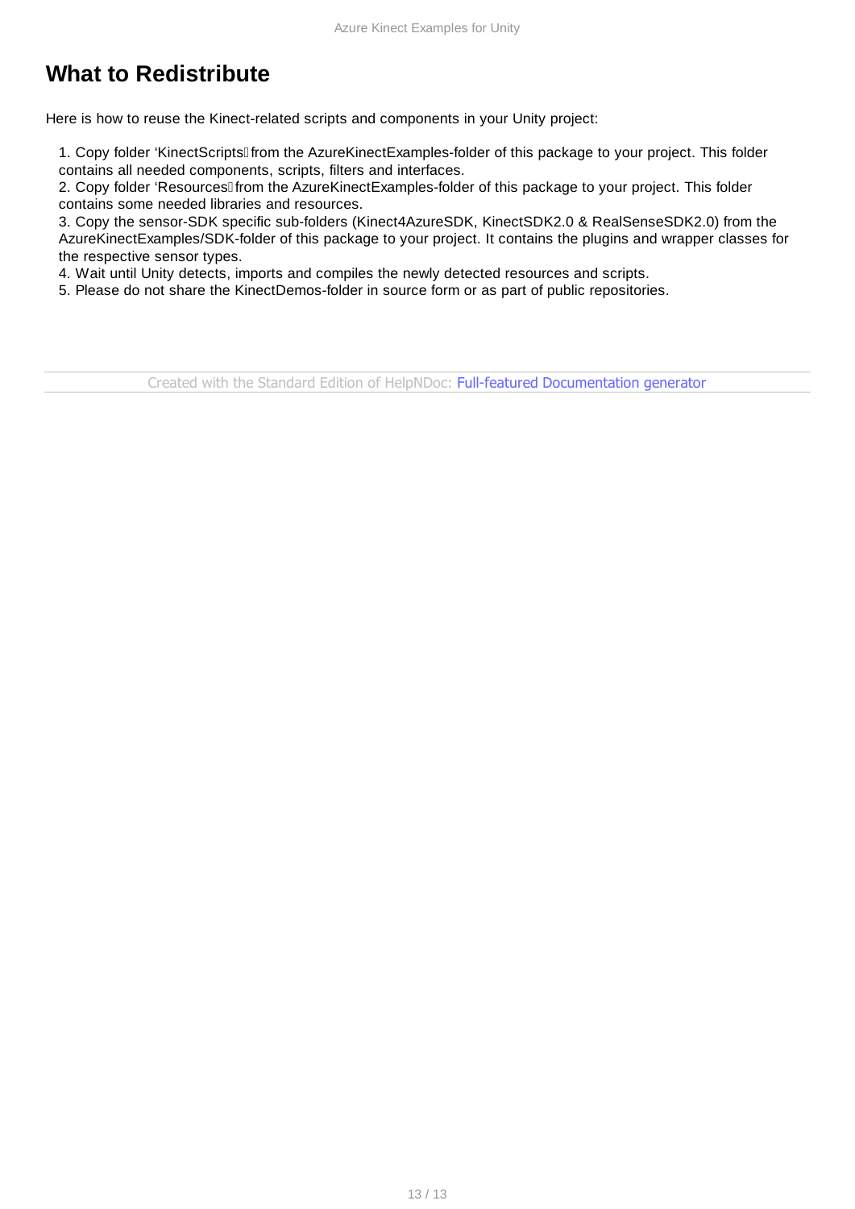# What to Redistribute

Here is how to reuse the Kinect-related scripts and components in your Unity project:

1. Copy folder 'KinectScripts' from the AzureKinectExamples-folder of this package to your project. This folder contains all needed components, scripts, filters and interfaces.
2. Copy folder 'Resources' from the AzureKinectExamples-folder of this package to your project. This folder contains some needed libraries and resources.
3. Copy the sensor-SDK specific sub-folders (Kinect4AzureSDK, KinectSDK2.0 & RealSenseSDK2.0) from the AzureKinectExamples/SDK-folder of this package to your project. It contains the plugins and wrapper classes for the respective sensor types.
4. Wait until Unity detects, imports and compiles the newly detected resources and scripts.
5. Please do not share the KinectDemos-folder in source form or as part of public repositories.

Created with the Standard Edition of HelpNDoc: Full-featured Documentation generator